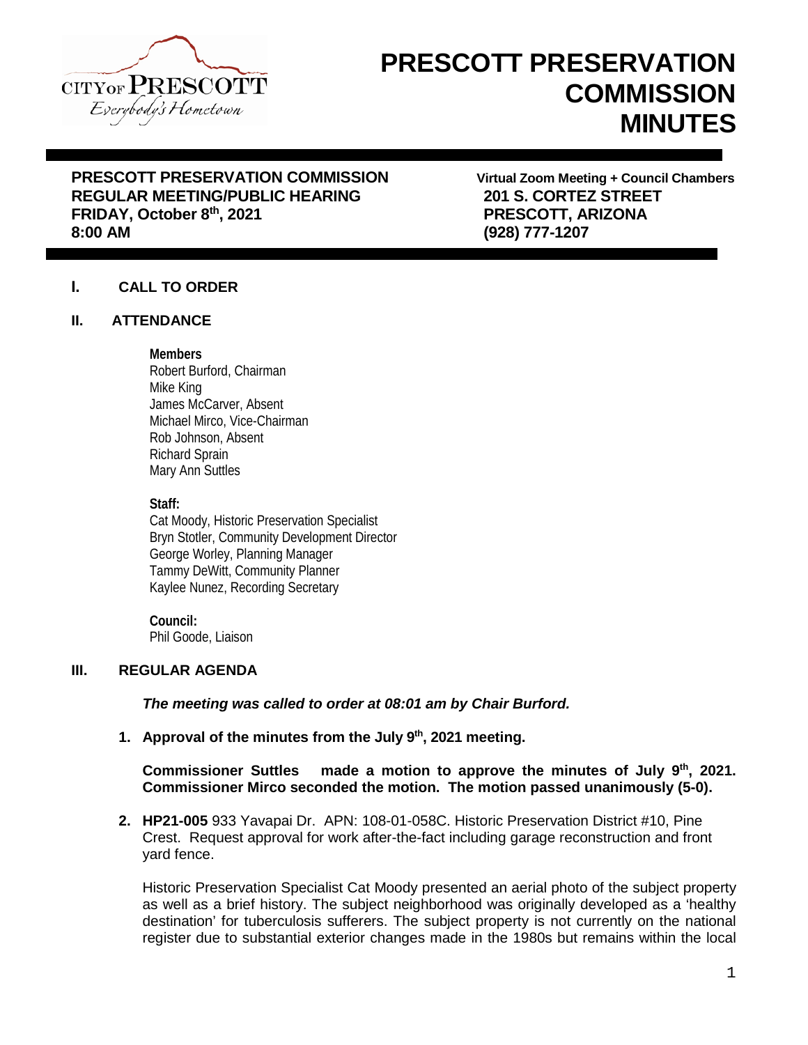# PRESCOTT PRESERVATION COMMISSION MINUTES

**PRESCOTT PRESERVATION COMMISSION**
**REGULAR MEETING/PUBLIC HEARING**
**FRIDAY, October 8th, 2021**
**8:00 AM**

**Virtual Zoom Meeting + Council Chambers**
**201 S. CORTEZ STREET**
**PRESCOTT, ARIZONA**
**(928) 777-1207**

## I. CALL TO ORDER

## II. ATTENDANCE

**Members**
Robert Burford, Chairman
Mike King
James McCarver, Absent
Michael Mirco, Vice-Chairman
Rob Johnson, Absent
Richard Sprain
Mary Ann Suttles

**Staff:**
Cat Moody, Historic Preservation Specialist
Bryn Stotler, Community Development Director
George Worley, Planning Manager
Tammy DeWitt, Community Planner
Kaylee Nunez, Recording Secretary

**Council:**
Phil Goode, Liaison

## III. REGULAR AGENDA

***The meeting was called to order at 08:01 am by Chair Burford.***

1. **Approval of the minutes from the July 9th, 2021 meeting.**

   **Commissioner Suttles made a motion to approve the minutes of July 9th, 2021. Commissioner Mirco seconded the motion. The motion passed unanimously (5-0).**

2. **HP21-005** 933 Yavapai Dr. APN: 108-01-058C. Historic Preservation District #10, Pine Crest. Request approval for work after-the-fact including garage reconstruction and front yard fence.

   Historic Preservation Specialist Cat Moody presented an aerial photo of the subject property as well as a brief history. The subject neighborhood was originally developed as a 'healthy destination' for tuberculosis sufferers. The subject property is not currently on the national register due to substantial exterior changes made in the 1980s but remains within the local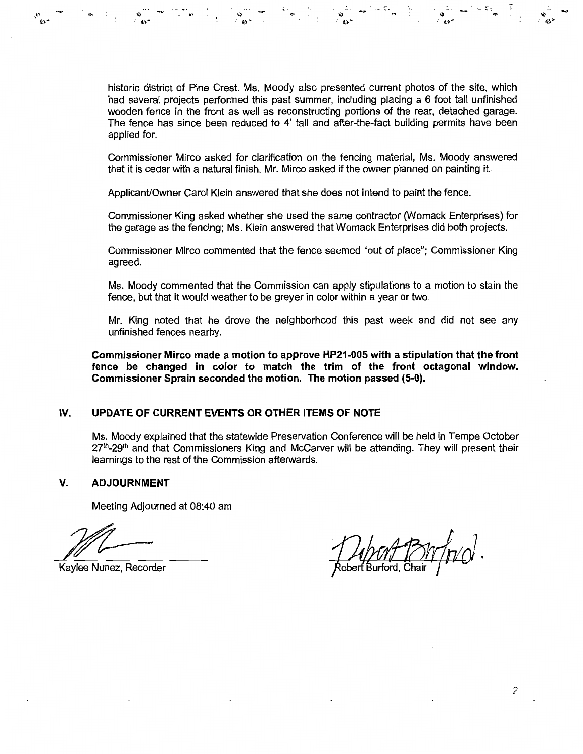historic district of Pine Crest. Ms. Moody also presented current photos of the site, which had several projects performed this past summer, including placing a 6 foot tall unfinished wooden fence in the front as well as reconstructing portions of the rear, detached garage. The fence has since been reduced to 4' tall and after-the-fact building permits have been applied for.

Commissioner Mirco asked for clarification on the fencing material, Ms. Moody answered that it is cedar with a natural finish. Mr. Mirco asked if the owner planned on painting it.

Applicant/Owner Carol Klein answered that she does not intend to paint the fence.

Commissioner King asked whether she used the same contractor (Womack Enterprises) for the garage as the fencing; Ms. Klein answered that Womack Enterprises did both projects.

Commissioner Mirco commented that the fence seemed "out of place"; Commissioner King agreed.

Ms. Moody commented that the Commission can apply stipulations to a motion to stain the fence, but that it would weather to be greyer in color within a year or two.

Mr. King noted that he drove the neighborhood this past week and did not see any unfinished fences nearby.

**Commissioner Mirco made a motion to approve HP21-005 with a stipulation that the front fence be changed in color to match the trim of the front octagonal window. Commissioner Sprain seconded the motion. The motion passed (5-0).**

## IV. UPDATE OF CURRENT EVENTS OR OTHER ITEMS OF NOTE

Ms. Moody explained that the statewide Preservation Conference will be held in Tempe October 27th-29th and that Commissioners King and McCarver will be attending. They will present their learnings to the rest of the Commission afterwards.

## V. ADJOURNMENT

Meeting Adjourned at 08:40 am

Kaylee Nunez, Recorder

Robert Burford, Chair